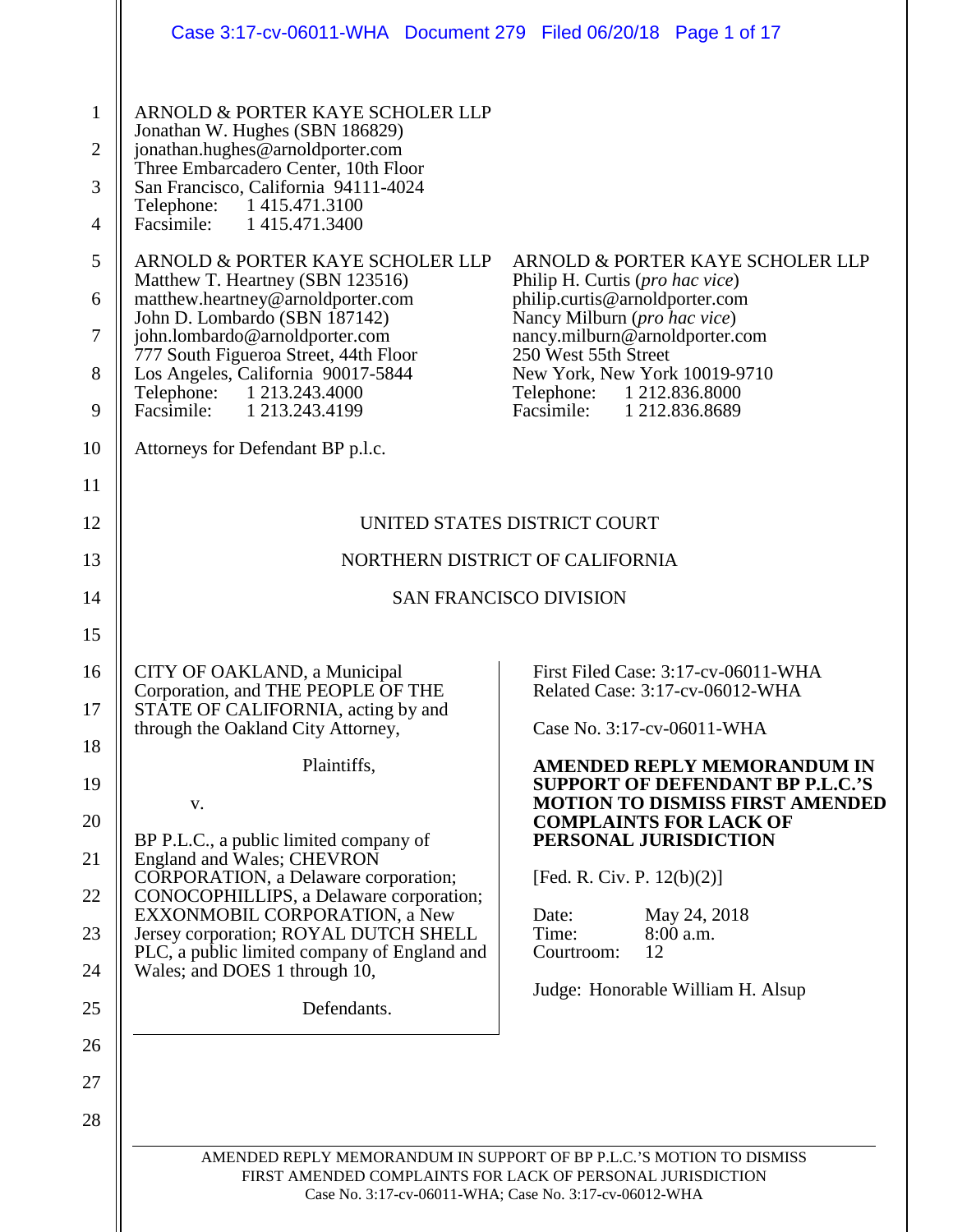ARNOLD & PORTER KAYE SCHOLER LLP
Jonathan W. Hughes (SBN 186829)
jonathan.hughes@arnoldporter.com
Three Embarcadero Center, 10th Floor
San Francisco, California 94111-4024
Telephone: 1 415.471.3100
Facsimile: 1 415.471.3400

ARNOLD & PORTER KAYE SCHOLER LLP
Matthew T. Heartney (SBN 123516)
matthew.heartney@arnoldporter.com
John D. Lombardo (SBN 187142)
john.lombardo@arnoldporter.com
777 South Figueroa Street, 44th Floor
Los Angeles, California 90017-5844
Telephone: 1 213.243.4000
Facsimile: 1 213.243.4199

ARNOLD & PORTER KAYE SCHOLER LLP
Philip H. Curtis (*pro hac vice*)
philip.curtis@arnoldporter.com
Nancy Milburn (*pro hac vice*)
nancy.milburn@arnoldporter.com
250 West 55th Street
New York, New York 10019-9710
Telephone: 1 212.836.8000
Facsimile: 1 212.836.8689

Attorneys for Defendant BP p.l.c.

UNITED STATES DISTRICT COURT

NORTHERN DISTRICT OF CALIFORNIA

SAN FRANCISCO DIVISION

CITY OF OAKLAND, a Municipal Corporation, and THE PEOPLE OF THE STATE OF CALIFORNIA, acting by and through the Oakland City Attorney,

Plaintiffs,

v.

BP P.L.C., a public limited company of England and Wales; CHEVRON CORPORATION, a Delaware corporation; CONOCOPHILLIPS, a Delaware corporation; EXXONMOBIL CORPORATION, a New Jersey corporation; ROYAL DUTCH SHELL PLC, a public limited company of England and Wales; and DOES 1 through 10,

Defendants.

First Filed Case: 3:17-cv-06011-WHA
Related Case: 3:17-cv-06012-WHA

Case No. 3:17-cv-06011-WHA

**AMENDED REPLY MEMORANDUM IN SUPPORT OF DEFENDANT BP P.L.C.'S MOTION TO DISMISS FIRST AMENDED COMPLAINTS FOR LACK OF PERSONAL JURISDICTION**

[Fed. R. Civ. P. 12(b)(2)]

Date: May 24, 2018
Time: 8:00 a.m.
Courtroom: 12

Judge: Honorable William H. Alsup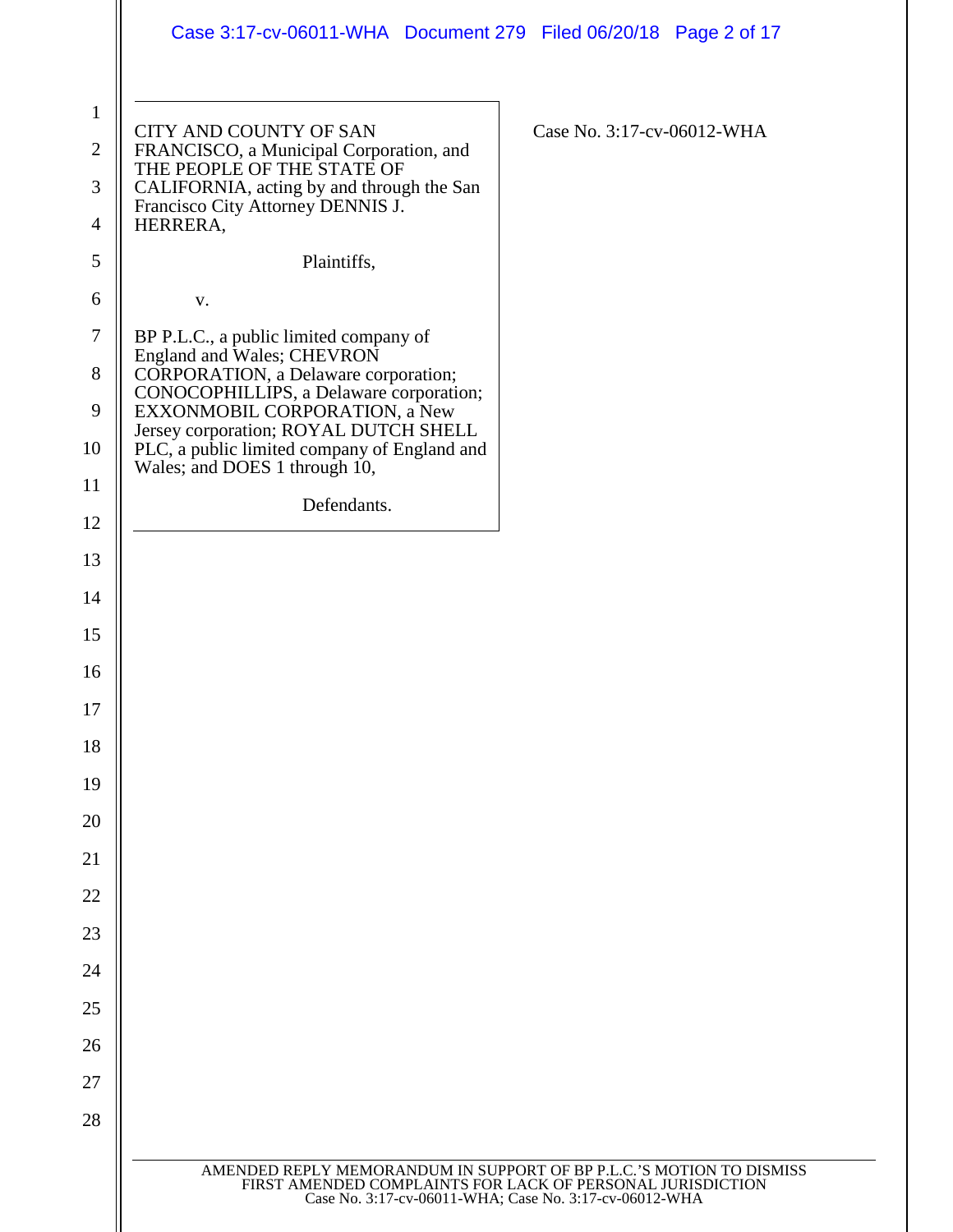CITY AND COUNTY OF SAN FRANCISCO, a Municipal Corporation, and THE PEOPLE OF THE STATE OF CALIFORNIA, acting by and through the San Francisco City Attorney DENNIS J. HERRERA,

Plaintiffs,

v.

BP P.L.C., a public limited company of England and Wales; CHEVRON CORPORATION, a Delaware corporation; CONOCOPHILLIPS, a Delaware corporation; EXXONMOBIL CORPORATION, a New Jersey corporation; ROYAL DUTCH SHELL PLC, a public limited company of England and Wales; and DOES 1 through 10,

Defendants.

Case No. 3:17-cv-06012-WHA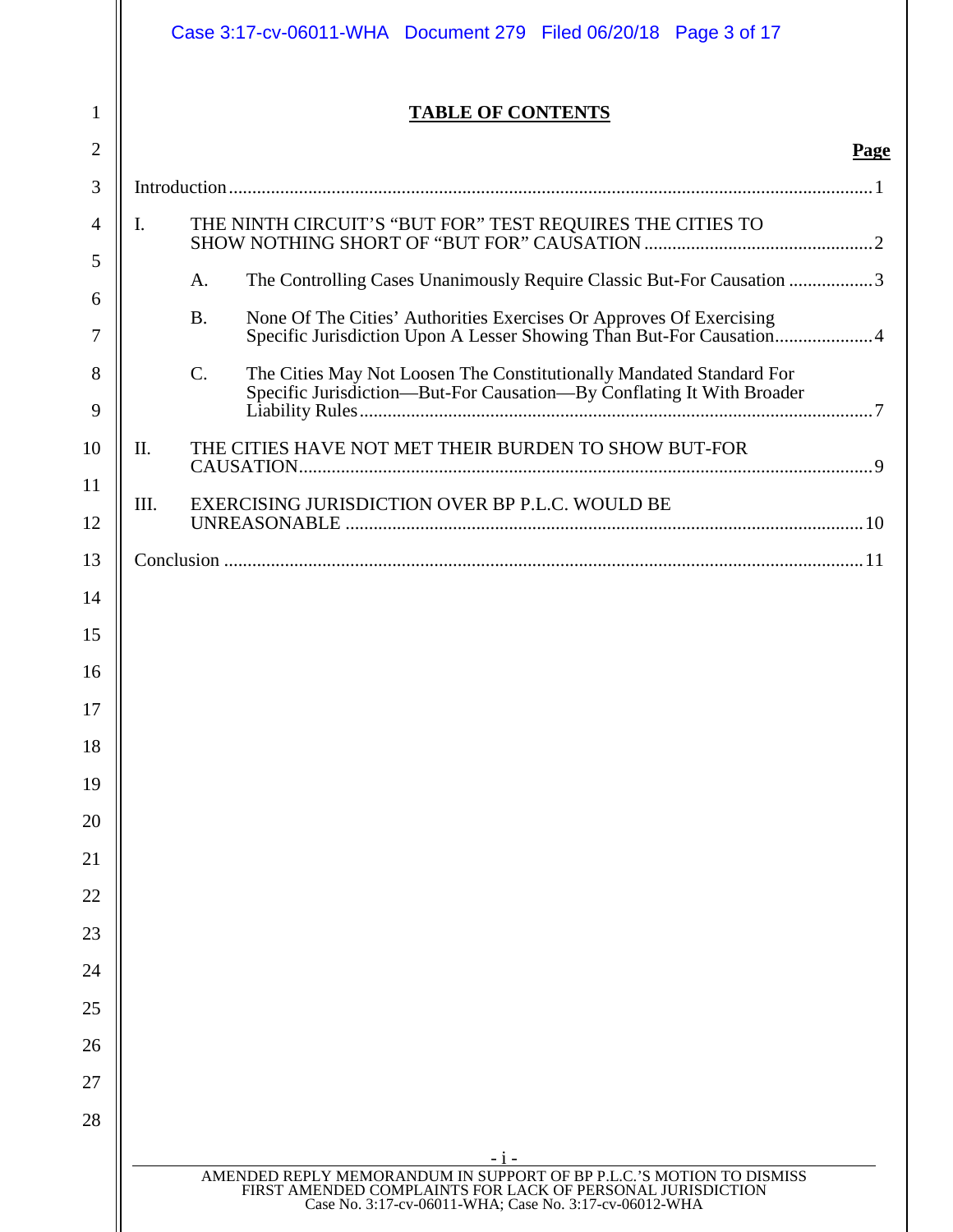## TABLE OF CONTENTS

| | Page |
|---|---|
| Introduction | 1 |
| I. THE NINTH CIRCUIT'S "BUT FOR" TEST REQUIRES THE CITIES TO SHOW NOTHING SHORT OF "BUT FOR" CAUSATION | 2 |
| A. The Controlling Cases Unanimously Require Classic But-For Causation | 3 |
| B. None Of The Cities' Authorities Exercises Or Approves Of Exercising Specific Jurisdiction Upon A Lesser Showing Than But-For Causation | 4 |
| C. The Cities May Not Loosen The Constitutionally Mandated Standard For Specific Jurisdiction—But-For Causation—By Conflating It With Broader Liability Rules | 7 |
| II. THE CITIES HAVE NOT MET THEIR BURDEN TO SHOW BUT-FOR CAUSATION | 9 |
| III. EXERCISING JURISDICTION OVER BP P.L.C. WOULD BE UNREASONABLE | 10 |
| Conclusion | 11 |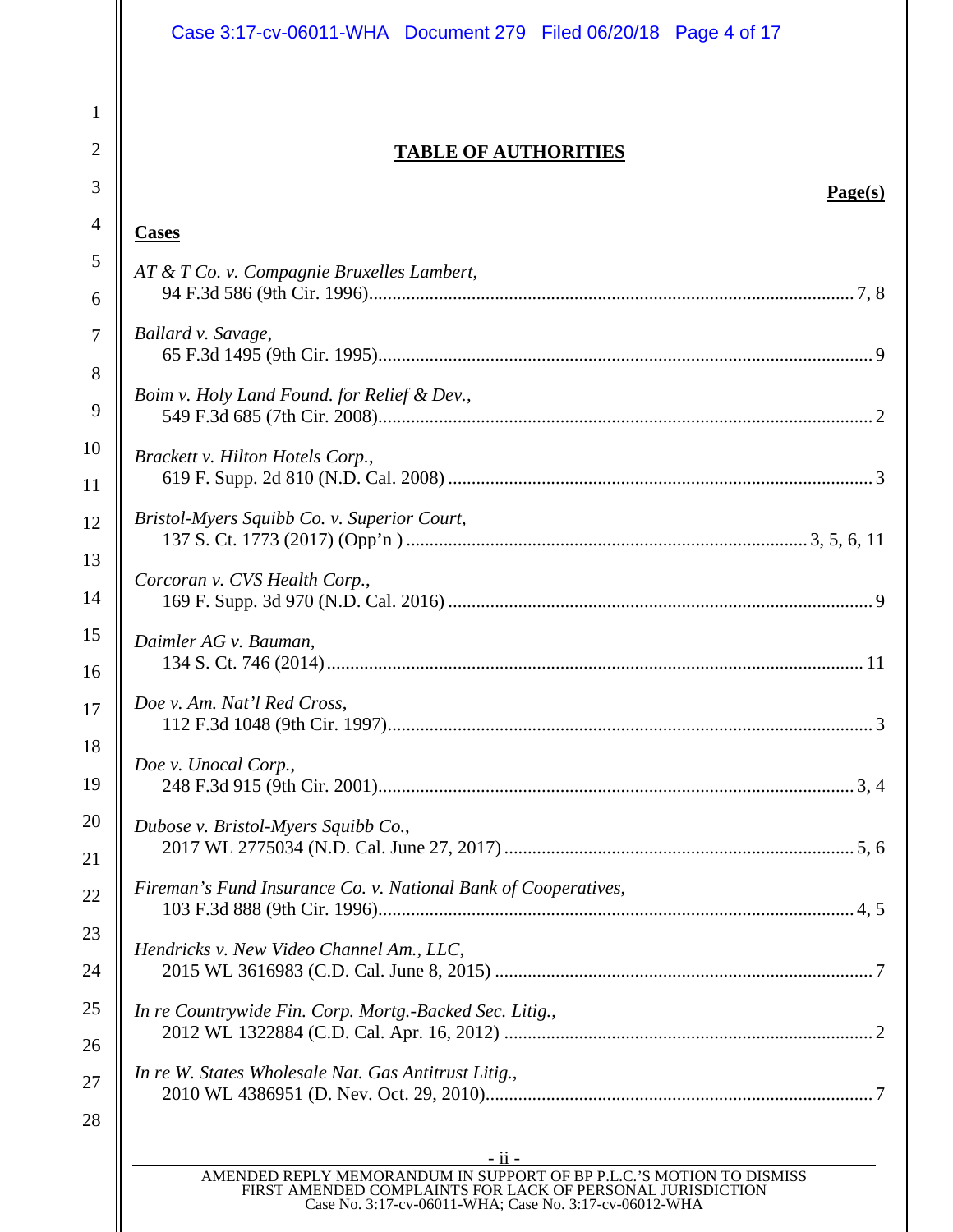## TABLE OF AUTHORITIES

**Page(s)**

**Cases**

*AT & T Co. v. Compagnie Bruxelles Lambert*,
94 F.3d 586 (9th Cir. 1996) ........ 7, 8

*Ballard v. Savage*,
65 F.3d 1495 (9th Cir. 1995) ........ 9

*Boim v. Holy Land Found. for Relief & Dev.*,
549 F.3d 685 (7th Cir. 2008) ........ 2

*Brackett v. Hilton Hotels Corp.*,
619 F. Supp. 2d 810 (N.D. Cal. 2008) ........ 3

*Bristol-Myers Squibb Co. v. Superior Court*,
137 S. Ct. 1773 (2017) (Opp'n ) ........ 3, 5, 6, 11

*Corcoran v. CVS Health Corp.*,
169 F. Supp. 3d 970 (N.D. Cal. 2016) ........ 9

*Daimler AG v. Bauman*,
134 S. Ct. 746 (2014) ........ 11

*Doe v. Am. Nat'l Red Cross*,
112 F.3d 1048 (9th Cir. 1997) ........ 3

*Doe v. Unocal Corp.*,
248 F.3d 915 (9th Cir. 2001) ........ 3, 4

*Dubose v. Bristol-Myers Squibb Co.*,
2017 WL 2775034 (N.D. Cal. June 27, 2017) ........ 5, 6

*Fireman's Fund Insurance Co. v. National Bank of Cooperatives*,
103 F.3d 888 (9th Cir. 1996) ........ 4, 5

*Hendricks v. New Video Channel Am., LLC*,
2015 WL 3616983 (C.D. Cal. June 8, 2015) ........ 7

*In re Countrywide Fin. Corp. Mortg.-Backed Sec. Litig.*,
2012 WL 1322884 (C.D. Cal. Apr. 16, 2012) ........ 2

*In re W. States Wholesale Nat. Gas Antitrust Litig.*,
2010 WL 4386951 (D. Nev. Oct. 29, 2010) ........ 7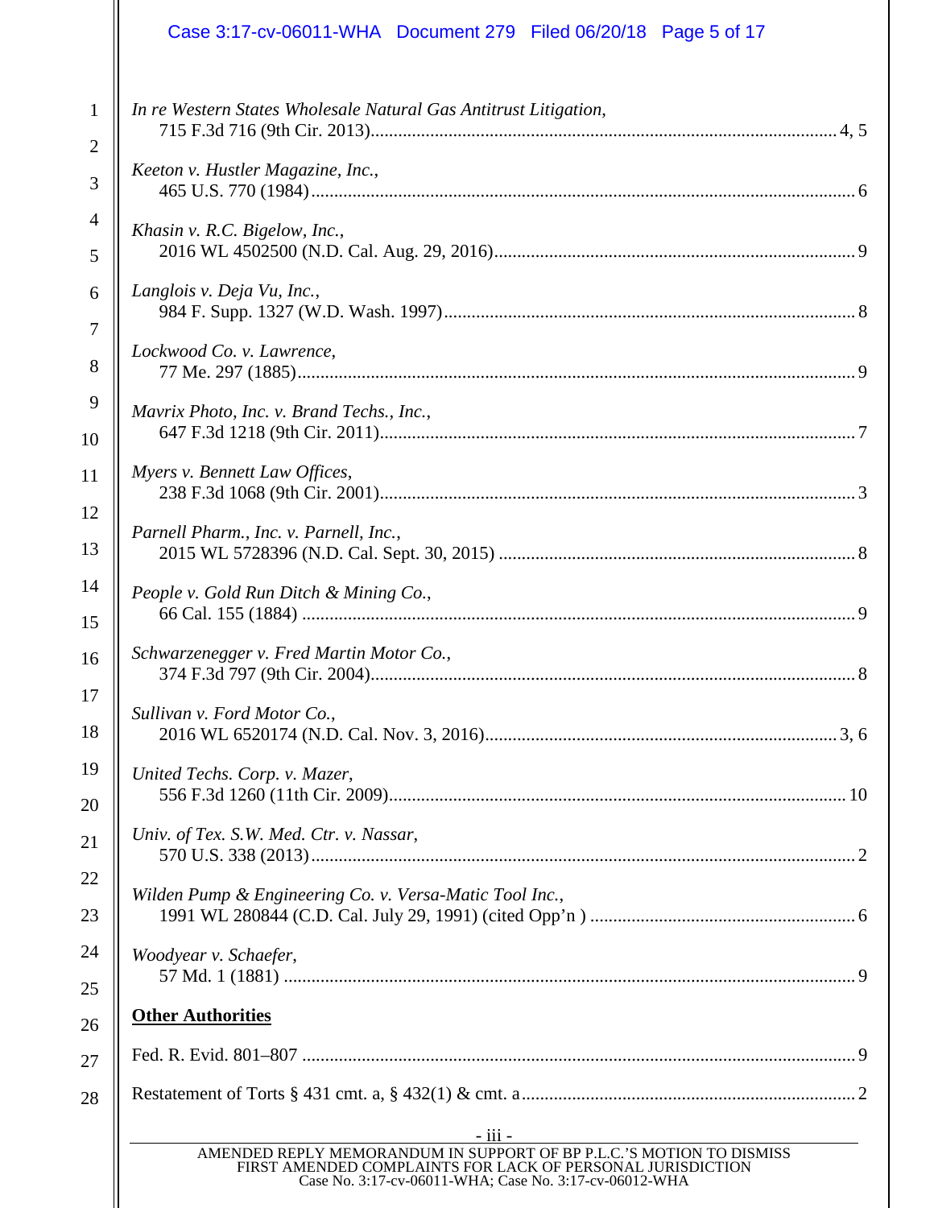*In re Western States Wholesale Natural Gas Antitrust Litigation*,
715 F.3d 716 (9th Cir. 2013)....................................................................................................4, 5

*Keeton v. Hustler Magazine, Inc.*,
465 U.S. 770 (1984)...................................................................................................................6

*Khasin v. R.C. Bigelow, Inc.*,
2016 WL 4502500 (N.D. Cal. Aug. 29, 2016)...........................................................................9

*Langlois v. Deja Vu, Inc.*,
984 F. Supp. 1327 (W.D. Wash. 1997).......................................................................................8

*Lockwood Co. v. Lawrence*,
77 Me. 297 (1885).......................................................................................................................9

*Mavrix Photo, Inc. v. Brand Techs., Inc.*,
647 F.3d 1218 (9th Cir. 2011).....................................................................................................7

*Myers v. Bennett Law Offices*,
238 F.3d 1068 (9th Cir. 2001).....................................................................................................3

*Parnell Pharm., Inc. v. Parnell, Inc.*,
2015 WL 5728396 (N.D. Cal. Sept. 30, 2015) ..........................................................................8

*People v. Gold Run Ditch & Mining Co.*,
66 Cal. 155 (1884) ......................................................................................................................9

*Schwarzenegger v. Fred Martin Motor Co.*,
374 F.3d 797 (9th Cir. 2004).......................................................................................................8

*Sullivan v. Ford Motor Co.*,
2016 WL 6520174 (N.D. Cal. Nov. 3, 2016).........................................................................3, 6

*United Techs. Corp. v. Mazer*,
556 F.3d 1260 (11th Cir. 2009).................................................................................................10

*Univ. of Tex. S.W. Med. Ctr. v. Nassar*,
570 U.S. 338 (2013)....................................................................................................................2

*Wilden Pump & Engineering Co. v. Versa-Matic Tool Inc.*,
1991 WL 280844 (C.D. Cal. July 29, 1991) (cited Opp'n ) .......................................................6

*Woodyear v. Schaefer*,
57 Md. 1 (1881) ..........................................................................................................................9

**<u>Other Authorities</u>**

Fed. R. Evid. 801–807 ....................................................................................................................9

Restatement of Torts § 431 cmt. a, § 432(1) & cmt. a.....................................................................2

AMENDED REPLY MEMORANDUM IN SUPPORT OF BP P.L.C.'S MOTION TO DISMISS FIRST AMENDED COMPLAINTS FOR LACK OF PERSONAL JURISDICTION
Case No. 3:17-cv-06011-WHA; Case No. 3:17-cv-06012-WHA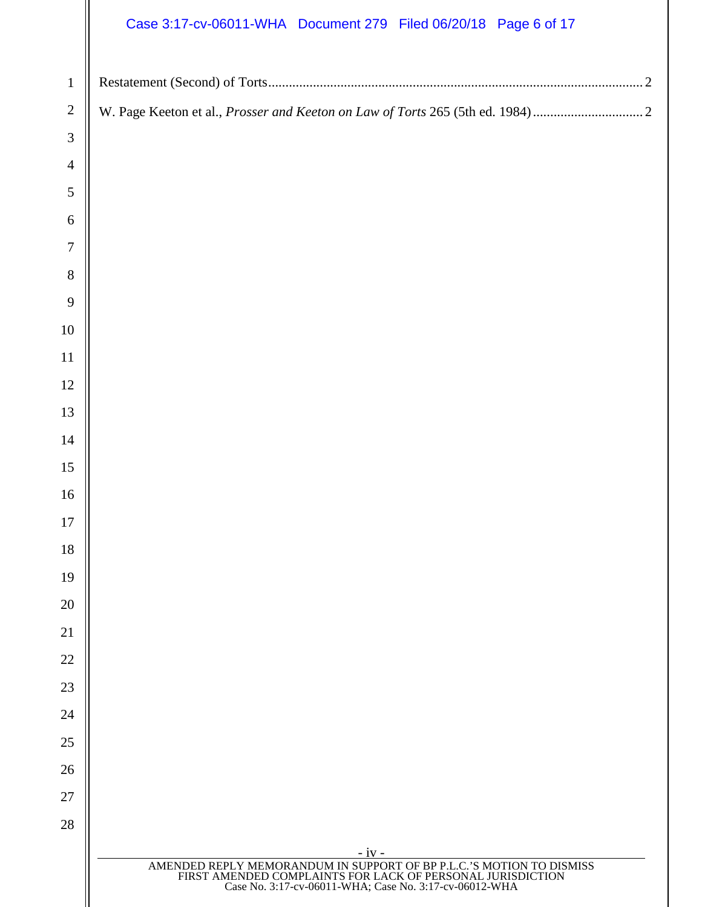Restatement (Second) of Torts............................................................................................................2

W. Page Keeton et al., *Prosser and Keeton on Law of Torts* 265 (5th ed. 1984)................................2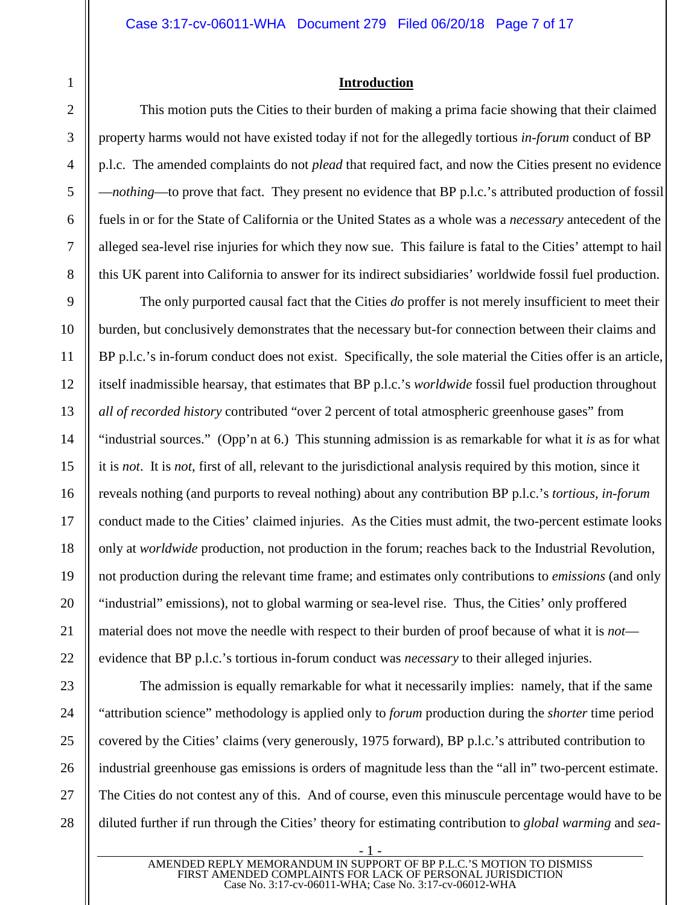## Introduction

This motion puts the Cities to their burden of making a prima facie showing that their claimed property harms would not have existed today if not for the allegedly tortious *in-forum* conduct of BP p.l.c. The amended complaints do not *plead* that required fact, and now the Cities present no evidence —*nothing*—to prove that fact. They present no evidence that BP p.l.c.'s attributed production of fossil fuels in or for the State of California or the United States as a whole was a *necessary* antecedent of the alleged sea-level rise injuries for which they now sue. This failure is fatal to the Cities' attempt to hail this UK parent into California to answer for its indirect subsidiaries' worldwide fossil fuel production.

The only purported causal fact that the Cities *do* proffer is not merely insufficient to meet their burden, but conclusively demonstrates that the necessary but-for connection between their claims and BP p.l.c.'s in-forum conduct does not exist. Specifically, the sole material the Cities offer is an article, itself inadmissible hearsay, that estimates that BP p.l.c.'s *worldwide* fossil fuel production throughout *all of recorded history* contributed "over 2 percent of total atmospheric greenhouse gases" from "industrial sources." (Opp'n at 6.) This stunning admission is as remarkable for what it *is* as for what it is *not*. It is *not*, first of all, relevant to the jurisdictional analysis required by this motion, since it reveals nothing (and purports to reveal nothing) about any contribution BP p.l.c.'s *tortious, in-forum* conduct made to the Cities' claimed injuries. As the Cities must admit, the two-percent estimate looks only at *worldwide* production, not production in the forum; reaches back to the Industrial Revolution, not production during the relevant time frame; and estimates only contributions to *emissions* (and only "industrial" emissions), not to global warming or sea-level rise. Thus, the Cities' only proffered material does not move the needle with respect to their burden of proof because of what it is *not*—evidence that BP p.l.c.'s tortious in-forum conduct was *necessary* to their alleged injuries.

The admission is equally remarkable for what it necessarily implies: namely, that if the same "attribution science" methodology is applied only to *forum* production during the *shorter* time period covered by the Cities' claims (very generously, 1975 forward), BP p.l.c.'s attributed contribution to industrial greenhouse gas emissions is orders of magnitude less than the "all in" two-percent estimate. The Cities do not contest any of this. And of course, even this minuscule percentage would have to be diluted further if run through the Cities' theory for estimating contribution to *global warming* and *sea-*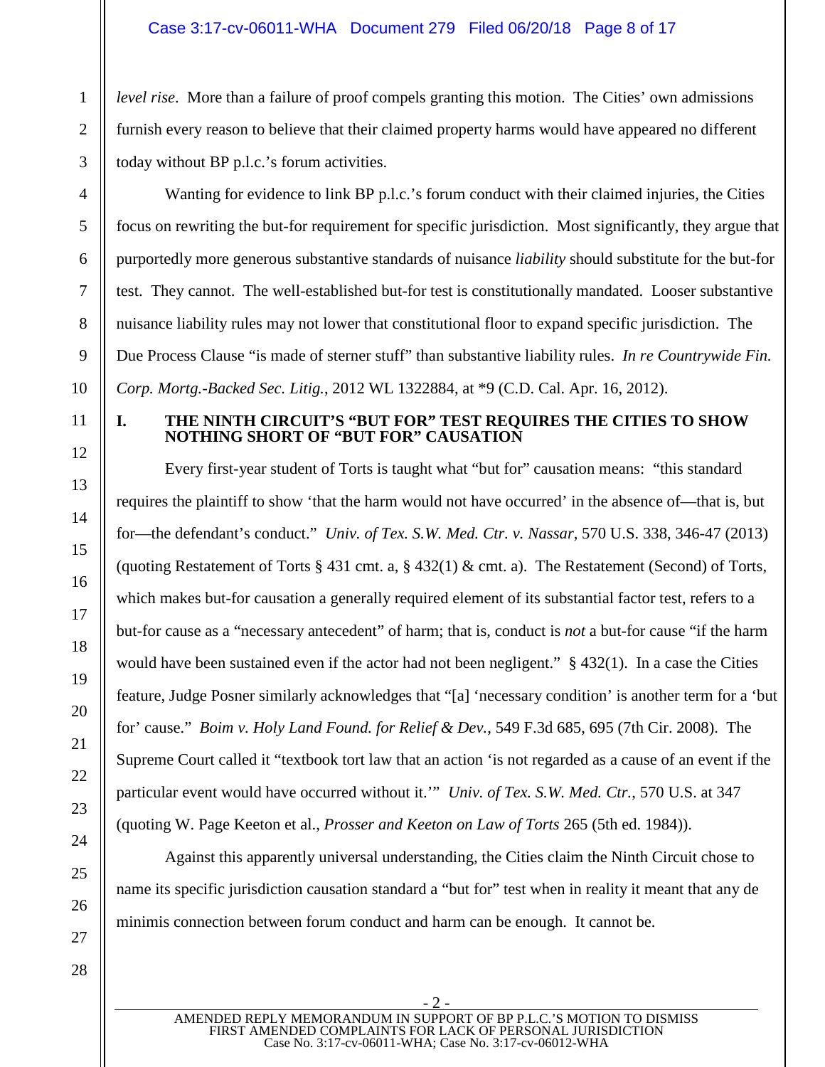*level rise*. More than a failure of proof compels granting this motion. The Cities' own admissions furnish every reason to believe that their claimed property harms would have appeared no different today without BP p.l.c.'s forum activities.

Wanting for evidence to link BP p.l.c.'s forum conduct with their claimed injuries, the Cities focus on rewriting the but-for requirement for specific jurisdiction. Most significantly, they argue that purportedly more generous substantive standards of nuisance *liability* should substitute for the but-for test. They cannot. The well-established but-for test is constitutionally mandated. Looser substantive nuisance liability rules may not lower that constitutional floor to expand specific jurisdiction. The Due Process Clause "is made of sterner stuff" than substantive liability rules. *In re Countrywide Fin. Corp. Mortg.-Backed Sec. Litig.*, 2012 WL 1322884, at *9 (C.D. Cal. Apr. 16, 2012).

## I. THE NINTH CIRCUIT'S "BUT FOR" TEST REQUIRES THE CITIES TO SHOW NOTHING SHORT OF "BUT FOR" CAUSATION

Every first-year student of Torts is taught what "but for" causation means: "this standard requires the plaintiff to show 'that the harm would not have occurred' in the absence of—that is, but for—the defendant's conduct." *Univ. of Tex. S.W. Med. Ctr. v. Nassar*, 570 U.S. 338, 346-47 (2013) (quoting Restatement of Torts § 431 cmt. a, § 432(1) & cmt. a). The Restatement (Second) of Torts, which makes but-for causation a generally required element of its substantial factor test, refers to a but-for cause as a "necessary antecedent" of harm; that is, conduct is *not* a but-for cause "if the harm would have been sustained even if the actor had not been negligent." § 432(1). In a case the Cities feature, Judge Posner similarly acknowledges that "[a] 'necessary condition' is another term for a 'but for' cause." *Boim v. Holy Land Found. for Relief & Dev.*, 549 F.3d 685, 695 (7th Cir. 2008). The Supreme Court called it "textbook tort law that an action 'is not regarded as a cause of an event if the particular event would have occurred without it.'" *Univ. of Tex. S.W. Med. Ctr.*, 570 U.S. at 347 (quoting W. Page Keeton et al., *Prosser and Keeton on Law of Torts* 265 (5th ed. 1984)).

Against this apparently universal understanding, the Cities claim the Ninth Circuit chose to name its specific jurisdiction causation standard a "but for" test when in reality it meant that any de minimis connection between forum conduct and harm can be enough. It cannot be.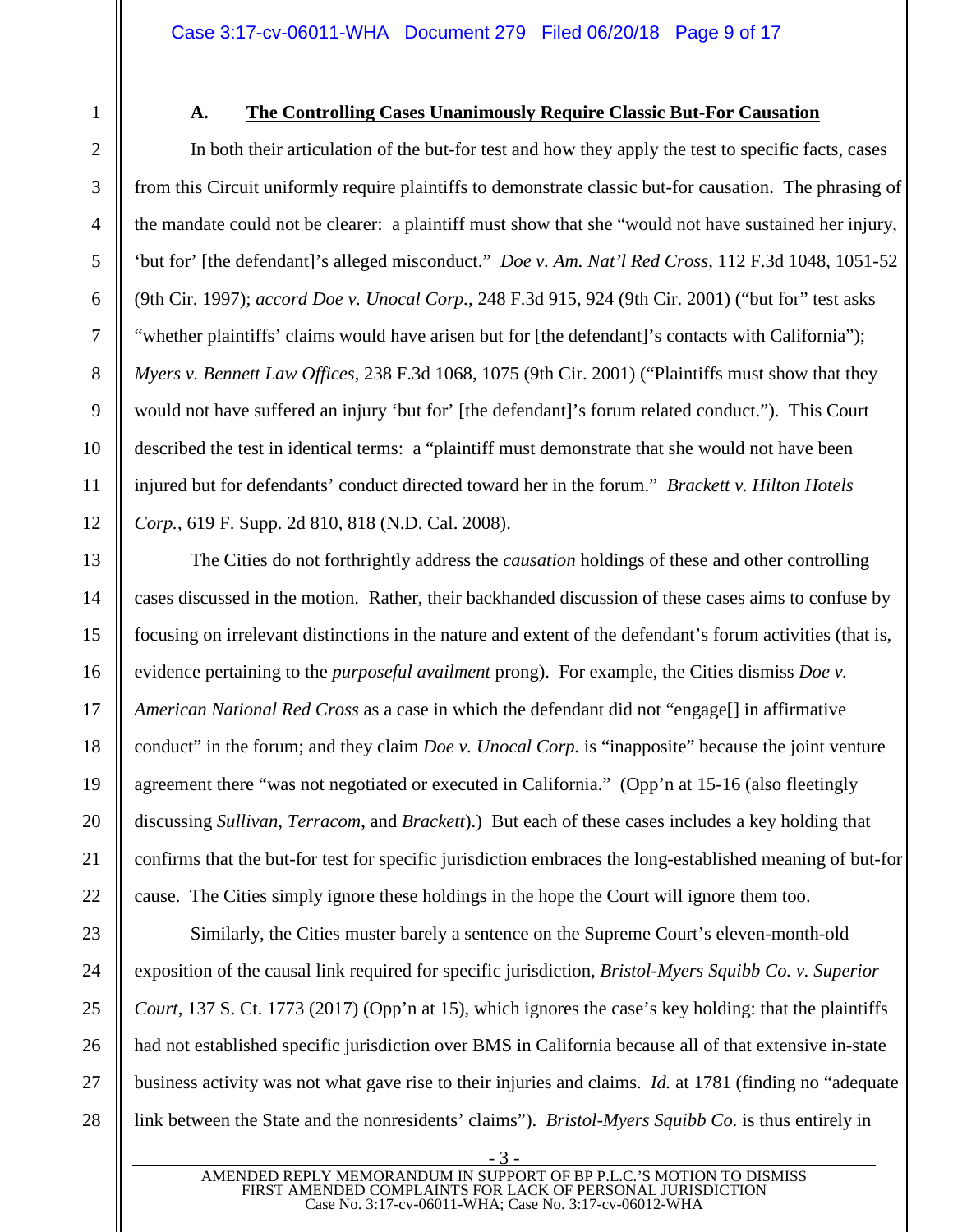### A. <u>The Controlling Cases Unanimously Require Classic But-For Causation</u>

In both their articulation of the but-for test and how they apply the test to specific facts, cases from this Circuit uniformly require plaintiffs to demonstrate classic but-for causation. The phrasing of the mandate could not be clearer: a plaintiff must show that she "would not have sustained her injury, 'but for' [the defendant]'s alleged misconduct." *Doe v. Am. Nat'l Red Cross*, 112 F.3d 1048, 1051-52 (9th Cir. 1997); *accord Doe v. Unocal Corp.*, 248 F.3d 915, 924 (9th Cir. 2001) ("but for" test asks "whether plaintiffs' claims would have arisen but for [the defendant]'s contacts with California"); *Myers v. Bennett Law Offices*, 238 F.3d 1068, 1075 (9th Cir. 2001) ("Plaintiffs must show that they would not have suffered an injury 'but for' [the defendant]'s forum related conduct."). This Court described the test in identical terms: a "plaintiff must demonstrate that she would not have been injured but for defendants' conduct directed toward her in the forum." *Brackett v. Hilton Hotels Corp.*, 619 F. Supp. 2d 810, 818 (N.D. Cal. 2008).

The Cities do not forthrightly address the *causation* holdings of these and other controlling cases discussed in the motion. Rather, their backhanded discussion of these cases aims to confuse by focusing on irrelevant distinctions in the nature and extent of the defendant's forum activities (that is, evidence pertaining to the *purposeful availment* prong). For example, the Cities dismiss *Doe v. American National Red Cross* as a case in which the defendant did not "engage[] in affirmative conduct" in the forum; and they claim *Doe v. Unocal Corp.* is "inapposite" because the joint venture agreement there "was not negotiated or executed in California." (Opp'n at 15-16 (also fleetingly discussing *Sullivan*, *Terracom*, and *Brackett*).) But each of these cases includes a key holding that confirms that the but-for test for specific jurisdiction embraces the long-established meaning of but-for cause. The Cities simply ignore these holdings in the hope the Court will ignore them too.

Similarly, the Cities muster barely a sentence on the Supreme Court's eleven-month-old exposition of the causal link required for specific jurisdiction, *Bristol-Myers Squibb Co. v. Superior Court*, 137 S. Ct. 1773 (2017) (Opp'n at 15), which ignores the case's key holding: that the plaintiffs had not established specific jurisdiction over BMS in California because all of that extensive in-state business activity was not what gave rise to their injuries and claims. *Id.* at 1781 (finding no "adequate link between the State and the nonresidents' claims"). *Bristol-Myers Squibb Co.* is thus entirely in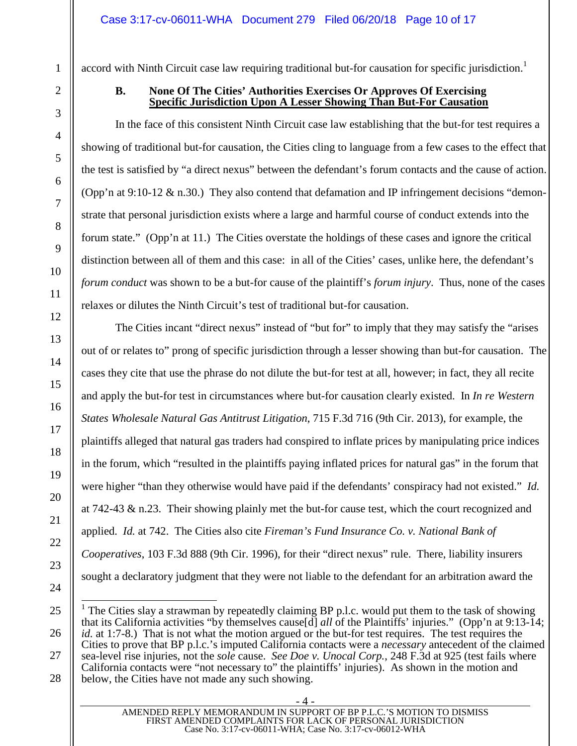accord with Ninth Circuit case law requiring traditional but-for causation for specific jurisdiction.[1]

### B. None Of The Cities' Authorities Exercises Or Approves Of Exercising Specific Jurisdiction Upon A Lesser Showing Than But-For Causation

In the face of this consistent Ninth Circuit case law establishing that the but-for test requires a showing of traditional but-for causation, the Cities cling to language from a few cases to the effect that the test is satisfied by "a direct nexus" between the defendant's forum contacts and the cause of action. (Opp'n at 9:10-12 & n.30.) They also contend that defamation and IP infringement decisions "demonstrate that personal jurisdiction exists where a large and harmful course of conduct extends into the forum state." (Opp'n at 11.) The Cities overstate the holdings of these cases and ignore the critical distinction between all of them and this case: in all of the Cities' cases, unlike here, the defendant's *forum conduct* was shown to be a but-for cause of the plaintiff's *forum injury*. Thus, none of the cases relaxes or dilutes the Ninth Circuit's test of traditional but-for causation.

The Cities incant "direct nexus" instead of "but for" to imply that they may satisfy the "arises out of or relates to" prong of specific jurisdiction through a lesser showing than but-for causation. The cases they cite that use the phrase do not dilute the but-for test at all, however; in fact, they all recite and apply the but-for test in circumstances where but-for causation clearly existed. In *In re Western States Wholesale Natural Gas Antitrust Litigation*, 715 F.3d 716 (9th Cir. 2013), for example, the plaintiffs alleged that natural gas traders had conspired to inflate prices by manipulating price indices in the forum, which "resulted in the plaintiffs paying inflated prices for natural gas" in the forum that were higher "than they otherwise would have paid if the defendants' conspiracy had not existed." *Id.* at 742-43 & n.23. Their showing plainly met the but-for cause test, which the court recognized and applied. *Id.* at 742. The Cities also cite *Fireman's Fund Insurance Co. v. National Bank of Cooperatives*, 103 F.3d 888 (9th Cir. 1996), for their "direct nexus" rule. There, liability insurers sought a declaratory judgment that they were not liable to the defendant for an arbitration award the

---

[1] The Cities slay a strawman by repeatedly claiming BP p.l.c. would put them to the task of showing that its California activities "by themselves cause[d] *all* of the Plaintiffs' injuries." (Opp'n at 9:13-14; *id.* at 1:7-8.) That is not what the motion argued or the but-for test requires. The test requires the Cities to prove that BP p.l.c.'s imputed California contacts were a *necessary* antecedent of the claimed sea-level rise injuries, not the *sole* cause. *See Doe v. Unocal Corp.*, 248 F.3d at 925 (test fails where California contacts were "not necessary to" the plaintiffs' injuries). As shown in the motion and below, the Cities have not made any such showing.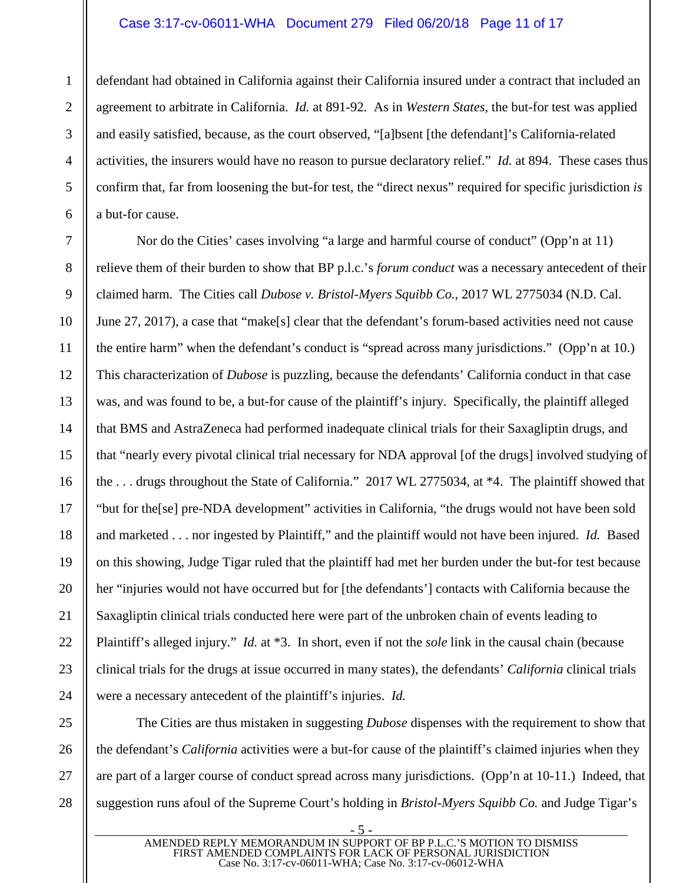defendant had obtained in California against their California insured under a contract that included an agreement to arbitrate in California. *Id.* at 891-92. As in *Western States*, the but-for test was applied and easily satisfied, because, as the court observed, "[a]bsent [the defendant]'s California-related activities, the insurers would have no reason to pursue declaratory relief." *Id.* at 894. These cases thus confirm that, far from loosening the but-for test, the "direct nexus" required for specific jurisdiction *is* a but-for cause.

Nor do the Cities' cases involving "a large and harmful course of conduct" (Opp'n at 11) relieve them of their burden to show that BP p.l.c.'s *forum conduct* was a necessary antecedent of their claimed harm. The Cities call *Dubose v. Bristol-Myers Squibb Co.*, 2017 WL 2775034 (N.D. Cal. June 27, 2017), a case that "make[s] clear that the defendant's forum-based activities need not cause the entire harm" when the defendant's conduct is "spread across many jurisdictions." (Opp'n at 10.) This characterization of *Dubose* is puzzling, because the defendants' California conduct in that case was, and was found to be, a but-for cause of the plaintiff's injury. Specifically, the plaintiff alleged that BMS and AstraZeneca had performed inadequate clinical trials for their Saxagliptin drugs, and that "nearly every pivotal clinical trial necessary for NDA approval [of the drugs] involved studying of the . . . drugs throughout the State of California." 2017 WL 2775034, at *4. The plaintiff showed that "but for the[se] pre-NDA development" activities in California, "the drugs would not have been sold and marketed . . . nor ingested by Plaintiff," and the plaintiff would not have been injured. *Id.* Based on this showing, Judge Tigar ruled that the plaintiff had met her burden under the but-for test because her "injuries would not have occurred but for [the defendants'] contacts with California because the Saxagliptin clinical trials conducted here were part of the unbroken chain of events leading to Plaintiff's alleged injury." *Id.* at *3. In short, even if not the *sole* link in the causal chain (because clinical trials for the drugs at issue occurred in many states), the defendants' *California* clinical trials were a necessary antecedent of the plaintiff's injuries. *Id.*

The Cities are thus mistaken in suggesting *Dubose* dispenses with the requirement to show that the defendant's *California* activities were a but-for cause of the plaintiff's claimed injuries when they are part of a larger course of conduct spread across many jurisdictions. (Opp'n at 10-11.) Indeed, that suggestion runs afoul of the Supreme Court's holding in *Bristol-Myers Squibb Co.* and Judge Tigar's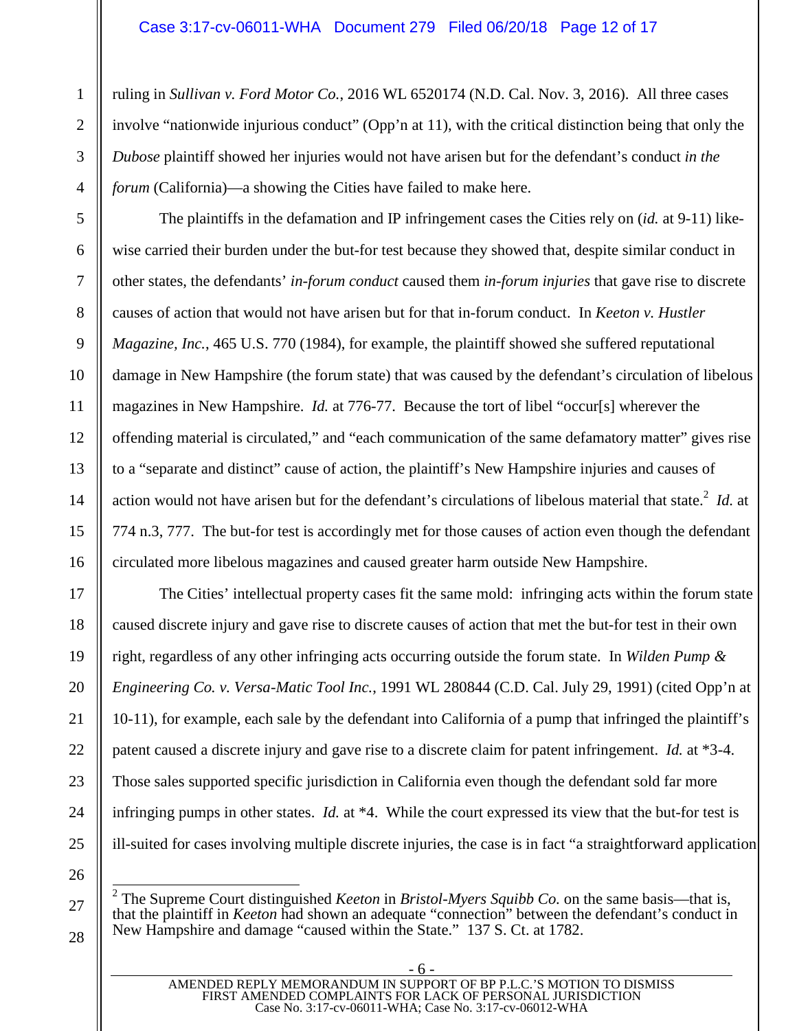ruling in *Sullivan v. Ford Motor Co.*, 2016 WL 6520174 (N.D. Cal. Nov. 3, 2016). All three cases involve "nationwide injurious conduct" (Opp'n at 11), with the critical distinction being that only the *Dubose* plaintiff showed her injuries would not have arisen but for the defendant's conduct *in the forum* (California)—a showing the Cities have failed to make here.

The plaintiffs in the defamation and IP infringement cases the Cities rely on (*id.* at 9-11) likewise carried their burden under the but-for test because they showed that, despite similar conduct in other states, the defendants' *in-forum conduct* caused them *in-forum injuries* that gave rise to discrete causes of action that would not have arisen but for that in-forum conduct. In *Keeton v. Hustler Magazine, Inc.*, 465 U.S. 770 (1984), for example, the plaintiff showed she suffered reputational damage in New Hampshire (the forum state) that was caused by the defendant's circulation of libelous magazines in New Hampshire. *Id.* at 776-77. Because the tort of libel "occur[s] wherever the offending material is circulated," and "each communication of the same defamatory matter" gives rise to a "separate and distinct" cause of action, the plaintiff's New Hampshire injuries and causes of action would not have arisen but for the defendant's circulations of libelous material that state.[2] *Id.* at 774 n.3, 777. The but-for test is accordingly met for those causes of action even though the defendant circulated more libelous magazines and caused greater harm outside New Hampshire.

The Cities' intellectual property cases fit the same mold: infringing acts within the forum state caused discrete injury and gave rise to discrete causes of action that met the but-for test in their own right, regardless of any other infringing acts occurring outside the forum state. In *Wilden Pump & Engineering Co. v. Versa-Matic Tool Inc.*, 1991 WL 280844 (C.D. Cal. July 29, 1991) (cited Opp'n at 10-11), for example, each sale by the defendant into California of a pump that infringed the plaintiff's patent caused a discrete injury and gave rise to a discrete claim for patent infringement. *Id.* at *3-4. Those sales supported specific jurisdiction in California even though the defendant sold far more infringing pumps in other states. *Id.* at *4. While the court expressed its view that the but-for test is ill-suited for cases involving multiple discrete injuries, the case is in fact "a straightforward application

---

[2] The Supreme Court distinguished *Keeton* in *Bristol-Myers Squibb Co.* on the same basis—that is, that the plaintiff in *Keeton* had shown an adequate "connection" between the defendant's conduct in New Hampshire and damage "caused within the State." 137 S. Ct. at 1782.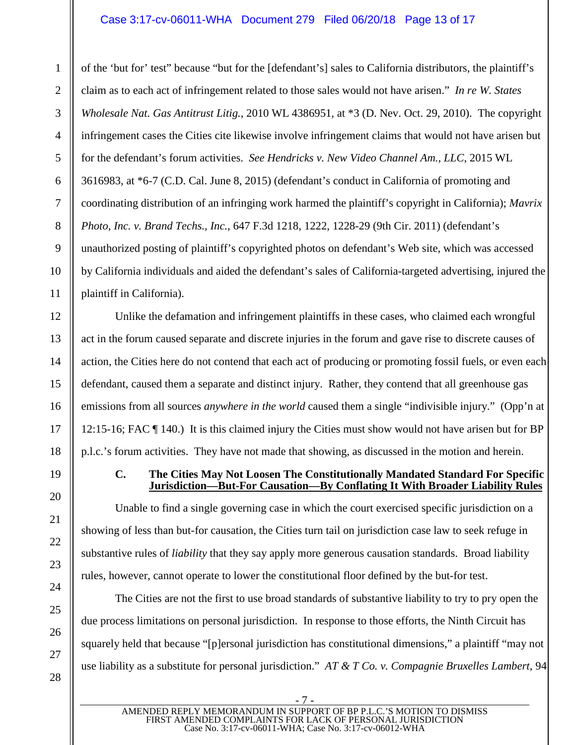of the 'but for' test" because "but for the [defendant's] sales to California distributors, the plaintiff's claim as to each act of infringement related to those sales would not have arisen." *In re W. States Wholesale Nat. Gas Antitrust Litig.*, 2010 WL 4386951, at *3 (D. Nev. Oct. 29, 2010). The copyright infringement cases the Cities cite likewise involve infringement claims that would not have arisen but for the defendant's forum activities. *See Hendricks v. New Video Channel Am., LLC*, 2015 WL 3616983, at *6-7 (C.D. Cal. June 8, 2015) (defendant's conduct in California of promoting and coordinating distribution of an infringing work harmed the plaintiff's copyright in California); *Mavrix Photo, Inc. v. Brand Techs., Inc.*, 647 F.3d 1218, 1222, 1228-29 (9th Cir. 2011) (defendant's unauthorized posting of plaintiff's copyrighted photos on defendant's Web site, which was accessed by California individuals and aided the defendant's sales of California-targeted advertising, injured the plaintiff in California).

Unlike the defamation and infringement plaintiffs in these cases, who claimed each wrongful act in the forum caused separate and discrete injuries in the forum and gave rise to discrete causes of action, the Cities here do not contend that each act of producing or promoting fossil fuels, or even each defendant, caused them a separate and distinct injury. Rather, they contend that all greenhouse gas emissions from all sources *anywhere in the world* caused them a single "indivisible injury." (Opp'n at 12:15-16; FAC ¶ 140.) It is this claimed injury the Cities must show would not have arisen but for BP p.l.c.'s forum activities. They have not made that showing, as discussed in the motion and herein.

### C. <u>The Cities May Not Loosen The Constitutionally Mandated Standard For Specific Jurisdiction—But-For Causation—By Conflating It With Broader Liability Rules</u>

Unable to find a single governing case in which the court exercised specific jurisdiction on a showing of less than but-for causation, the Cities turn tail on jurisdiction case law to seek refuge in substantive rules of *liability* that they say apply more generous causation standards. Broad liability rules, however, cannot operate to lower the constitutional floor defined by the but-for test.

The Cities are not the first to use broad standards of substantive liability to try to pry open the due process limitations on personal jurisdiction. In response to those efforts, the Ninth Circuit has squarely held that because "[p]ersonal jurisdiction has constitutional dimensions," a plaintiff "may not use liability as a substitute for personal jurisdiction." *AT & T Co. v. Compagnie Bruxelles Lambert*, 94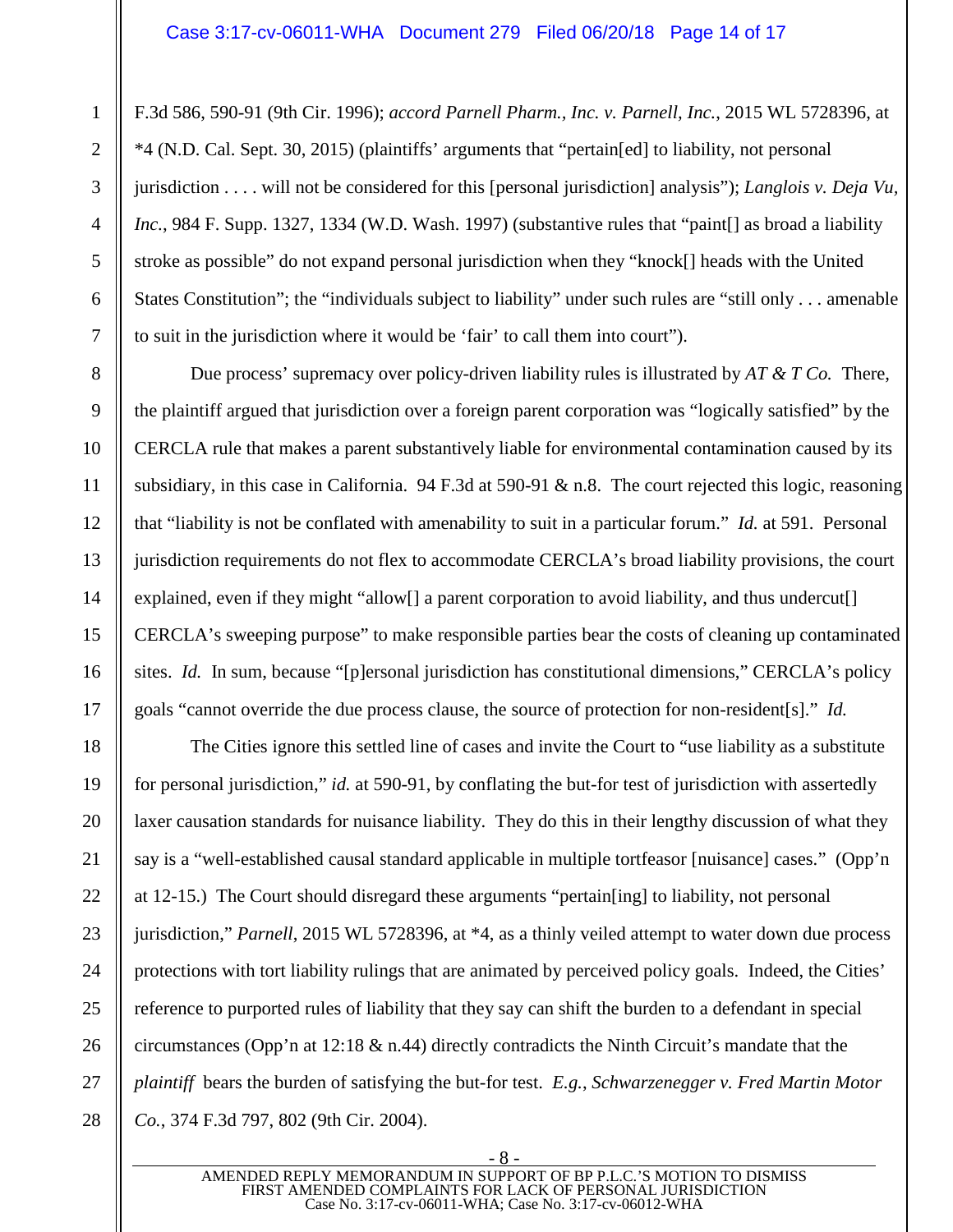F.3d 586, 590-91 (9th Cir. 1996); *accord Parnell Pharm., Inc. v. Parnell, Inc.*, 2015 WL 5728396, at *4 (N.D. Cal. Sept. 30, 2015) (plaintiffs' arguments that "pertain[ed] to liability, not personal jurisdiction . . . . will not be considered for this [personal jurisdiction] analysis"); *Langlois v. Deja Vu, Inc.*, 984 F. Supp. 1327, 1334 (W.D. Wash. 1997) (substantive rules that "paint[] as broad a liability stroke as possible" do not expand personal jurisdiction when they "knock[] heads with the United States Constitution"; the "individuals subject to liability" under such rules are "still only . . . amenable to suit in the jurisdiction where it would be 'fair' to call them into court").

Due process' supremacy over policy-driven liability rules is illustrated by *AT & T Co.* There, the plaintiff argued that jurisdiction over a foreign parent corporation was "logically satisfied" by the CERCLA rule that makes a parent substantively liable for environmental contamination caused by its subsidiary, in this case in California. 94 F.3d at 590-91 & n.8. The court rejected this logic, reasoning that "liability is not be conflated with amenability to suit in a particular forum." *Id.* at 591. Personal jurisdiction requirements do not flex to accommodate CERCLA's broad liability provisions, the court explained, even if they might "allow[] a parent corporation to avoid liability, and thus undercut[] CERCLA's sweeping purpose" to make responsible parties bear the costs of cleaning up contaminated sites. *Id.* In sum, because "[p]ersonal jurisdiction has constitutional dimensions," CERCLA's policy goals "cannot override the due process clause, the source of protection for non-resident[s]." *Id.*

The Cities ignore this settled line of cases and invite the Court to "use liability as a substitute for personal jurisdiction," *id.* at 590-91, by conflating the but-for test of jurisdiction with assertedly laxer causation standards for nuisance liability. They do this in their lengthy discussion of what they say is a "well-established causal standard applicable in multiple tortfeasor [nuisance] cases." (Opp'n at 12-15.) The Court should disregard these arguments "pertain[ing] to liability, not personal jurisdiction," *Parnell*, 2015 WL 5728396, at *4, as a thinly veiled attempt to water down due process protections with tort liability rulings that are animated by perceived policy goals. Indeed, the Cities' reference to purported rules of liability that they say can shift the burden to a defendant in special circumstances (Opp'n at 12:18 & n.44) directly contradicts the Ninth Circuit's mandate that the *plaintiff* bears the burden of satisfying the but-for test. *E.g.*, *Schwarzenegger v. Fred Martin Motor Co.*, 374 F.3d 797, 802 (9th Cir. 2004).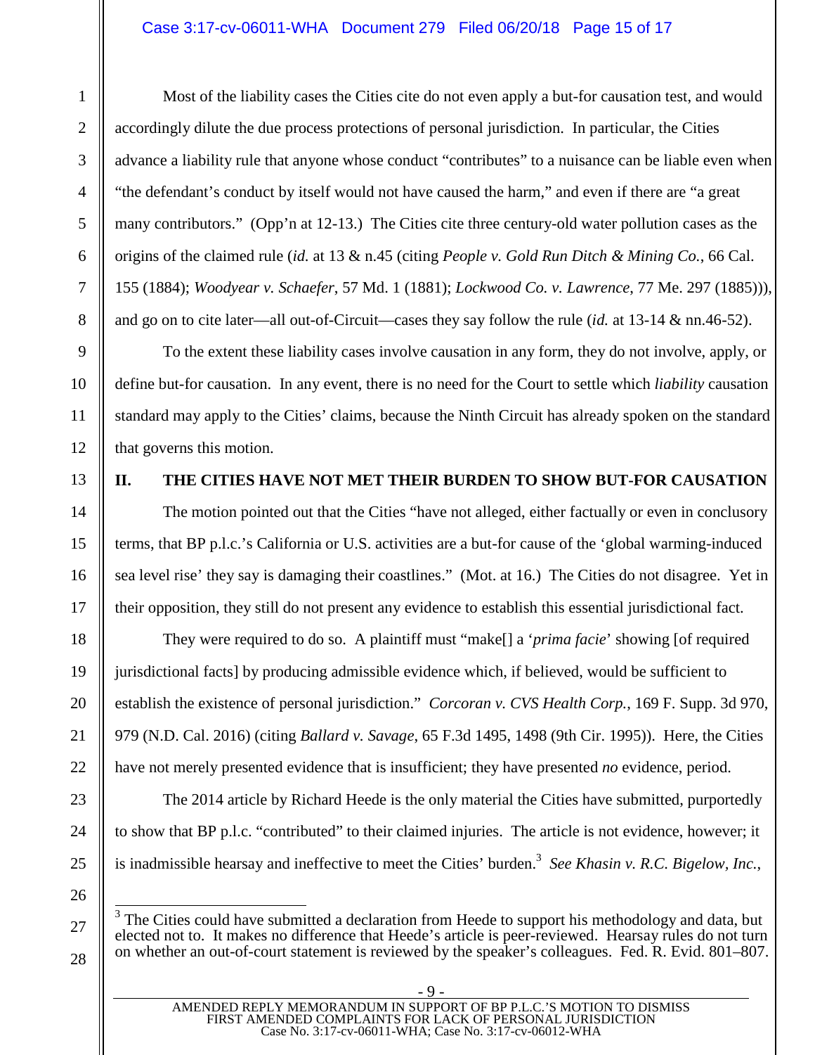Most of the liability cases the Cities cite do not even apply a but-for causation test, and would accordingly dilute the due process protections of personal jurisdiction. In particular, the Cities advance a liability rule that anyone whose conduct "contributes" to a nuisance can be liable even when "the defendant's conduct by itself would not have caused the harm," and even if there are "a great many contributors." (Opp'n at 12-13.) The Cities cite three century-old water pollution cases as the origins of the claimed rule (*id.* at 13 & n.45 (citing *People v. Gold Run Ditch & Mining Co.*, 66 Cal. 155 (1884); *Woodyear v. Schaefer*, 57 Md. 1 (1881); *Lockwood Co. v. Lawrence*, 77 Me. 297 (1885))), and go on to cite later—all out-of-Circuit—cases they say follow the rule (*id.* at 13-14 & nn.46-52).

To the extent these liability cases involve causation in any form, they do not involve, apply, or define but-for causation. In any event, there is no need for the Court to settle which *liability* causation standard may apply to the Cities' claims, because the Ninth Circuit has already spoken on the standard that governs this motion.

## II. THE CITIES HAVE NOT MET THEIR BURDEN TO SHOW BUT-FOR CAUSATION

The motion pointed out that the Cities "have not alleged, either factually or even in conclusory terms, that BP p.l.c.'s California or U.S. activities are a but-for cause of the 'global warming-induced sea level rise' they say is damaging their coastlines." (Mot. at 16.) The Cities do not disagree. Yet in their opposition, they still do not present any evidence to establish this essential jurisdictional fact.

They were required to do so. A plaintiff must "make[] a '*prima facie*' showing [of required jurisdictional facts] by producing admissible evidence which, if believed, would be sufficient to establish the existence of personal jurisdiction." *Corcoran v. CVS Health Corp.*, 169 F. Supp. 3d 970, 979 (N.D. Cal. 2016) (citing *Ballard v. Savage*, 65 F.3d 1495, 1498 (9th Cir. 1995)). Here, the Cities have not merely presented evidence that is insufficient; they have presented *no* evidence, period.

The 2014 article by Richard Heede is the only material the Cities have submitted, purportedly to show that BP p.l.c. "contributed" to their claimed injuries. The article is not evidence, however; it is inadmissible hearsay and ineffective to meet the Cities' burden.[3] *See Khasin v. R.C. Bigelow, Inc.*,

---

[3] The Cities could have submitted a declaration from Heede to support his methodology and data, but elected not to. It makes no difference that Heede's article is peer-reviewed. Hearsay rules do not turn on whether an out-of-court statement is reviewed by the speaker's colleagues. Fed. R. Evid. 801–807.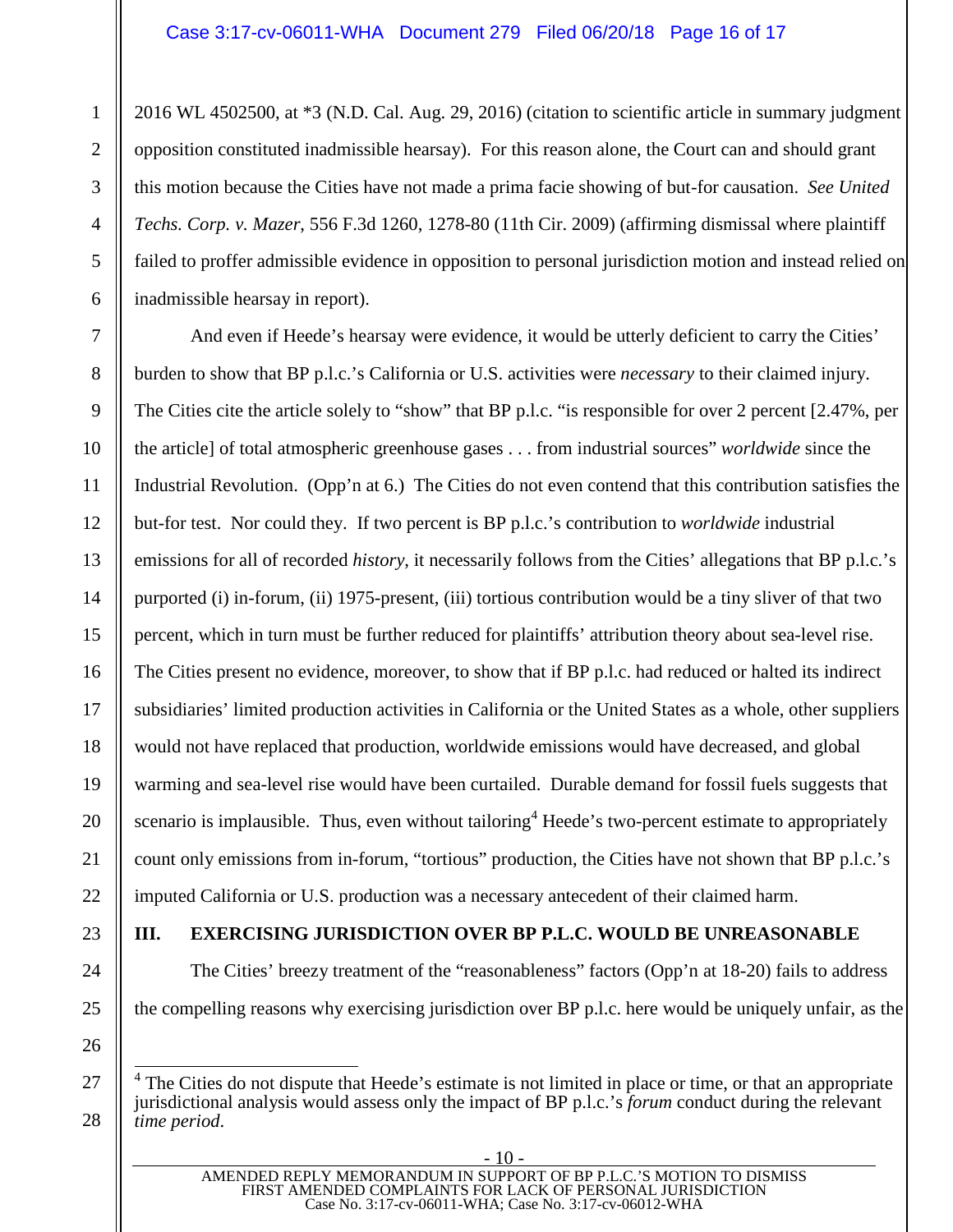2016 WL 4502500, at *3 (N.D. Cal. Aug. 29, 2016) (citation to scientific article in summary judgment opposition constituted inadmissible hearsay). For this reason alone, the Court can and should grant this motion because the Cities have not made a prima facie showing of but-for causation. *See United Techs. Corp. v. Mazer*, 556 F.3d 1260, 1278-80 (11th Cir. 2009) (affirming dismissal where plaintiff failed to proffer admissible evidence in opposition to personal jurisdiction motion and instead relied on inadmissible hearsay in report).

And even if Heede's hearsay were evidence, it would be utterly deficient to carry the Cities' burden to show that BP p.l.c.'s California or U.S. activities were *necessary* to their claimed injury. The Cities cite the article solely to "show" that BP p.l.c. "is responsible for over 2 percent [2.47%, per the article] of total atmospheric greenhouse gases . . . from industrial sources" *worldwide* since the Industrial Revolution. (Opp'n at 6.) The Cities do not even contend that this contribution satisfies the but-for test. Nor could they. If two percent is BP p.l.c.'s contribution to *worldwide* industrial emissions for all of recorded *history*, it necessarily follows from the Cities' allegations that BP p.l.c.'s purported (i) in-forum, (ii) 1975-present, (iii) tortious contribution would be a tiny sliver of that two percent, which in turn must be further reduced for plaintiffs' attribution theory about sea-level rise. The Cities present no evidence, moreover, to show that if BP p.l.c. had reduced or halted its indirect subsidiaries' limited production activities in California or the United States as a whole, other suppliers would not have replaced that production, worldwide emissions would have decreased, and global warming and sea-level rise would have been curtailed. Durable demand for fossil fuels suggests that scenario is implausible. Thus, even without tailoring[4] Heede's two-percent estimate to appropriately count only emissions from in-forum, "tortious" production, the Cities have not shown that BP p.l.c.'s imputed California or U.S. production was a necessary antecedent of their claimed harm.

## III. EXERCISING JURISDICTION OVER BP P.L.C. WOULD BE UNREASONABLE

The Cities' breezy treatment of the "reasonableness" factors (Opp'n at 18-20) fails to address the compelling reasons why exercising jurisdiction over BP p.l.c. here would be uniquely unfair, as the

---

[4] The Cities do not dispute that Heede's estimate is not limited in place or time, or that an appropriate jurisdictional analysis would assess only the impact of BP p.l.c.'s *forum* conduct during the relevant *time period.*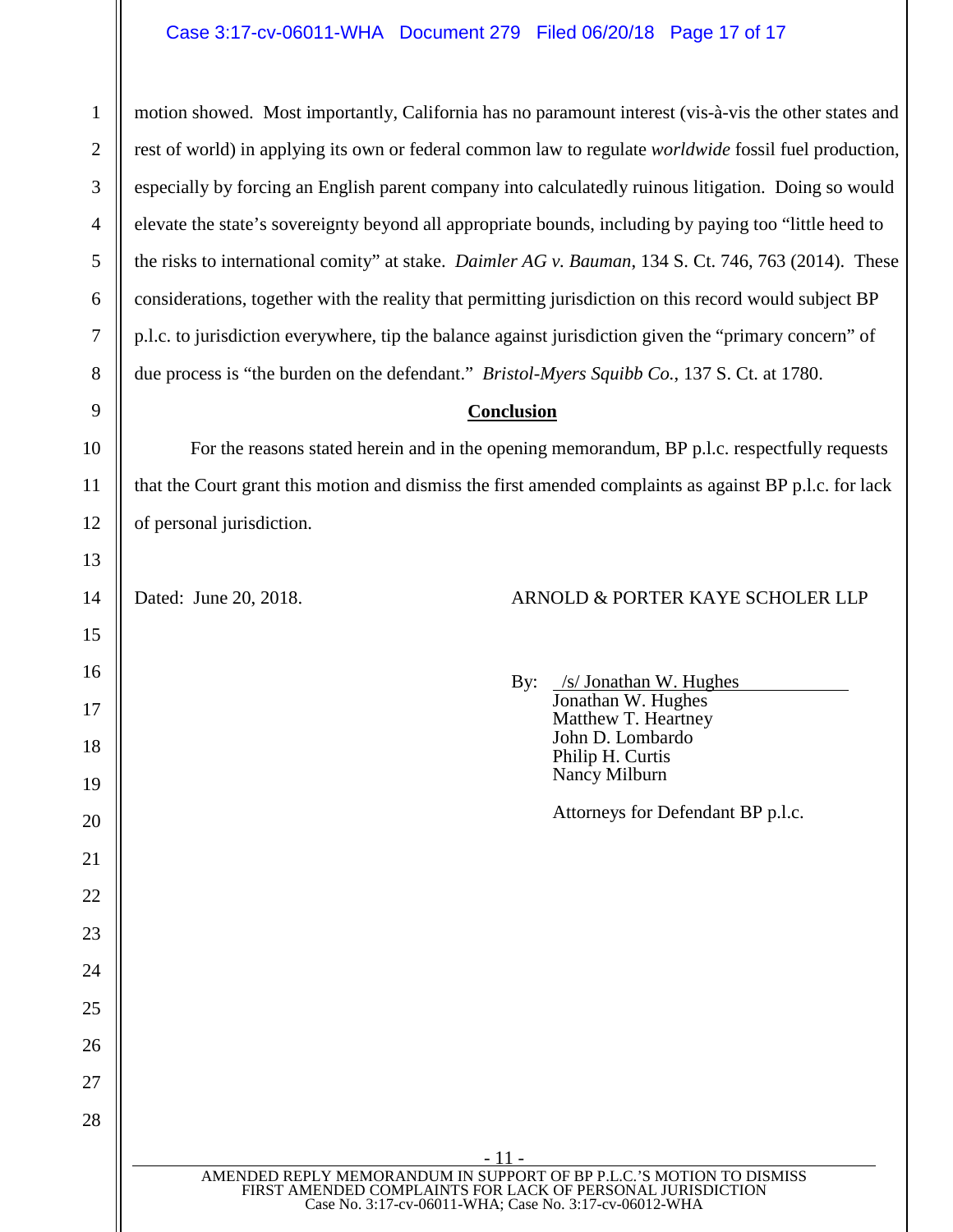motion showed. Most importantly, California has no paramount interest (vis-à-vis the other states and rest of world) in applying its own or federal common law to regulate *worldwide* fossil fuel production, especially by forcing an English parent company into calculatedly ruinous litigation. Doing so would elevate the state's sovereignty beyond all appropriate bounds, including by paying too "little heed to the risks to international comity" at stake. *Daimler AG v. Bauman*, 134 S. Ct. 746, 763 (2014). These considerations, together with the reality that permitting jurisdiction on this record would subject BP p.l.c. to jurisdiction everywhere, tip the balance against jurisdiction given the "primary concern" of due process is "the burden on the defendant." *Bristol-Myers Squibb Co.*, 137 S. Ct. at 1780.

## Conclusion

For the reasons stated herein and in the opening memorandum, BP p.l.c. respectfully requests that the Court grant this motion and dismiss the first amended complaints as against BP p.l.c. for lack of personal jurisdiction.

Dated: June 20, 2018.

ARNOLD & PORTER KAYE SCHOLER LLP

By: /s/ Jonathan W. Hughes
Jonathan W. Hughes
Matthew T. Heartney
John D. Lombardo
Philip H. Curtis
Nancy Milburn

Attorneys for Defendant BP p.l.c.

AMENDED REPLY MEMORANDUM IN SUPPORT OF BP P.L.C.'S MOTION TO DISMISS FIRST AMENDED COMPLAINTS FOR LACK OF PERSONAL JURISDICTION
Case No. 3:17-cv-06011-WHA; Case No. 3:17-cv-06012-WHA